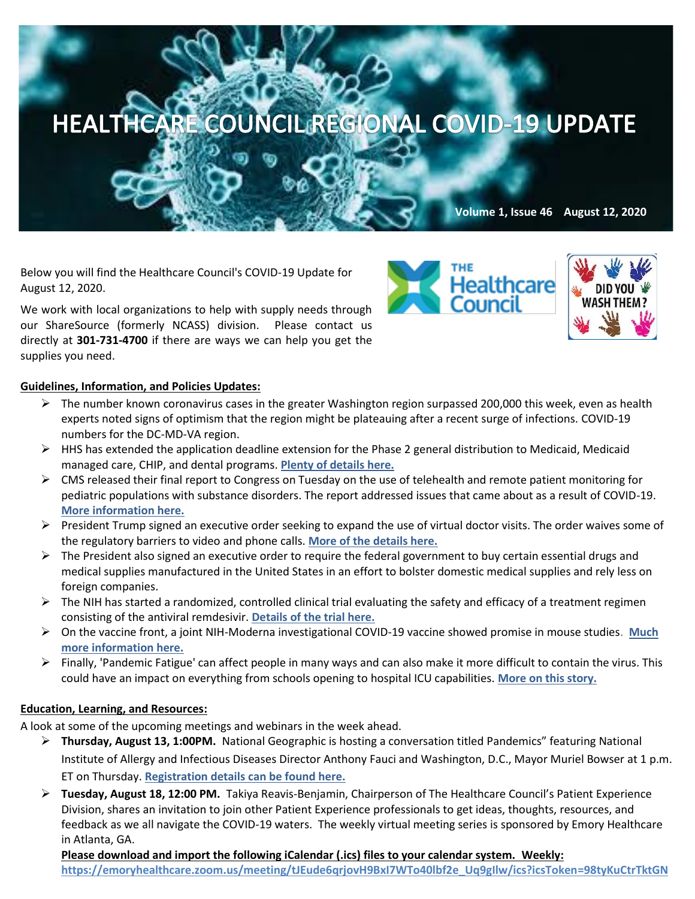# HEALTHCARE COUNCIL REGIONAL COVID-19 UPDATE

**Volume 1, Issue 46 August 12, 2020**

Below you will find the Healthcare Council's COVID-19 Update for August 12, 2020.

We work with local organizations to help with supply needs through our ShareSource (formerly NCASS) division. Please contact us directly at **301-731-4700** if there are ways we can help you get the supplies you need.

**Guidelines, Information, and Policies Updates:**

- The number known coronavirus cases in the greater Washington region surpassed 200,000 this week, even as health experts noted signs of optimism that the region might be plateauing after a recent surge of infections. COVID-19 numbers for the DC-MD-VA region.
- HHS has extended the application deadline extension for the Phase 2 general distribution to Medicaid, Medicaid managed care, CHIP, and dental programs. **Plenty of details here.**
- CMS released their final report to Congress on Tuesday on the use of telehealth and remote patient monitoring for pediatric populations with substance disorders. The report addressed issues that came about as a result of COVID-19. **More information here.**
- President Trump signed an executive order seeking to expand the use of virtual doctor visits. The order waives some of the regulatory barriers to video and phone calls. **More of the details here.**
- The President also signed an executive order to require the federal government to buy certain essential drugs and medical supplies manufactured in the United States in an effort to bolster domestic medical supplies and rely less on foreign companies.
- The NIH has started a randomized, controlled clinical trial evaluating the safety and efficacy of a treatment regimen consisting of the antiviral remdesivir. **Details of the trial here.**
- On the vaccine front, a joint NIH-Moderna investigational COVID-19 vaccine showed promise in mouse studies. **Much more information here.**
- Finally, 'Pandemic Fatigue' can affect people in many ways and can also make it more difficult to contain the virus. This could have an impact on everything from schools opening to hospital ICU capabilities. **More on this story.**

**Education, Learning, and Resources:**

A look at some of the upcoming meetings and webinars in the week ahead.

- **Thursday, August 13, 1:00PM.** National Geographic is hosting a conversation titled Pandemics" featuring National Institute of Allergy and Infectious Diseases Director Anthony Fauci and Washington, D.C., Mayor Muriel Bowser at 1 p.m. ET on Thursday. **Registration details can be found here.**
- **Tuesday, August 18, 12:00 PM.** Takiya Reavis-Benjamin, Chairperson of The Healthcare Council's Patient Experience Division, shares an invitation to join other Patient Experience professionals to get ideas, thoughts, resources, and feedback as we all navigate the COVID-19 waters. The weekly virtual meeting series is sponsored by Emory Healthcare in Atlanta, GA.

  **Please download and import the following iCalendar (.ics) files to your calendar system. Weekly:**
  **https://emoryhealthcare.zoom.us/meeting/tJEude6qrjovH9BxI7WTo40lbf2e_Uq9gllw/ics?icsToken=98tyKuCtrTktGN**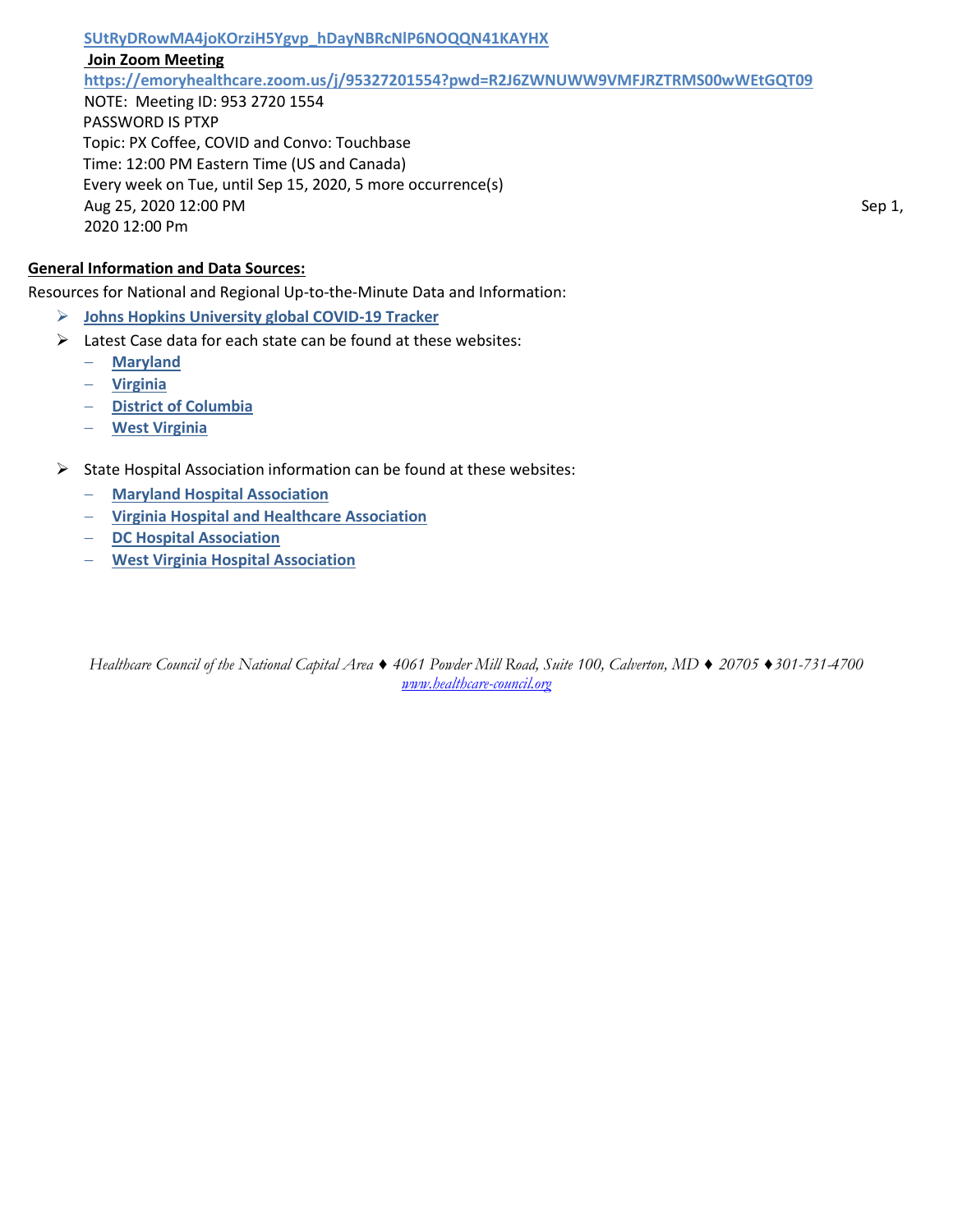SUtRyDRowMA4joKOrziH5Ygvp_hDayNBRcNlP6NOQQN41KAYHX

**Join Zoom Meeting**

https://emoryhealthcare.zoom.us/j/95327201554?pwd=R2J6ZWNUWW9VMFJRZTRMS00wWEtGQT09

NOTE: Meeting ID: 953 2720 1554

PASSWORD IS PTXP

Topic: PX Coffee, COVID and Convo: Touchbase

Time: 12:00 PM Eastern Time (US and Canada)

Every week on Tue, until Sep 15, 2020, 5 more occurrence(s)

Aug 25, 2020 12:00 PM

Sep 1, 2020 12:00 Pm

**General Information and Data Sources:**

Resources for National and Regional Up-to-the-Minute Data and Information:

- **Johns Hopkins University global COVID-19 Tracker**
- Latest Case data for each state can be found at these websites:
  - **Maryland**
  - **Virginia**
  - **District of Columbia**
  - **West Virginia**
- State Hospital Association information can be found at these websites:
  - **Maryland Hospital Association**
  - **Virginia Hospital and Healthcare Association**
  - **DC Hospital Association**
  - **West Virginia Hospital Association**

*Healthcare Council of the National Capital Area ♦ 4061 Powder Mill Road, Suite 100, Calverton, MD ♦ 20705 ♦301-731-4700*
*www.healthcare-council.org*